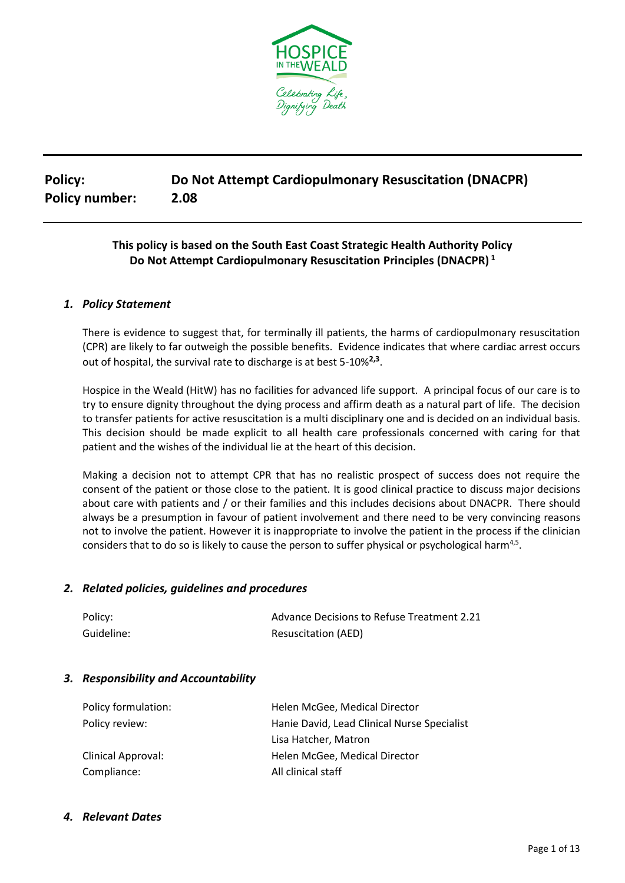HOSPICE IN THE WEALD

Celebrating Life, Dignifying Death

**Policy:** **Do Not Attempt Cardiopulmonary Resuscitation (DNACPR)**
**Policy number:** **2.08**

**This policy is based on the South East Coast Strategic Health Authority Policy Do Not Attempt Cardiopulmonary Resuscitation Principles (DNACPR)** [1]

## *1. Policy Statement*

There is evidence to suggest that, for terminally ill patients, the harms of cardiopulmonary resuscitation (CPR) are likely to far outweigh the possible benefits. Evidence indicates that where cardiac arrest occurs out of hospital, the survival rate to discharge is at best 5-10%[2,3].

Hospice in the Weald (HitW) has no facilities for advanced life support. A principal focus of our care is to try to ensure dignity throughout the dying process and affirm death as a natural part of life. The decision to transfer patients for active resuscitation is a multi disciplinary one and is decided on an individual basis. This decision should be made explicit to all health care professionals concerned with caring for that patient and the wishes of the individual lie at the heart of this decision.

Making a decision not to attempt CPR that has no realistic prospect of success does not require the consent of the patient or those close to the patient. It is good clinical practice to discuss major decisions about care with patients and / or their families and this includes decisions about DNACPR. There should always be a presumption in favour of patient involvement and there need to be very convincing reasons not to involve the patient. However it is inappropriate to involve the patient in the process if the clinician considers that to do so is likely to cause the person to suffer physical or psychological harm[4,5].

## *2. Related policies, guidelines and procedures*

| | |
|---|---|
| Policy: | Advance Decisions to Refuse Treatment 2.21 |
| Guideline: | Resuscitation (AED) |

## *3. Responsibility and Accountability*

| | |
|---|---|
| Policy formulation: | Helen McGee, Medical Director |
| Policy review: | Hanie David, Lead Clinical Nurse Specialist |
| | Lisa Hatcher, Matron |
| Clinical Approval: | Helen McGee, Medical Director |
| Compliance: | All clinical staff |

## *4. Relevant Dates*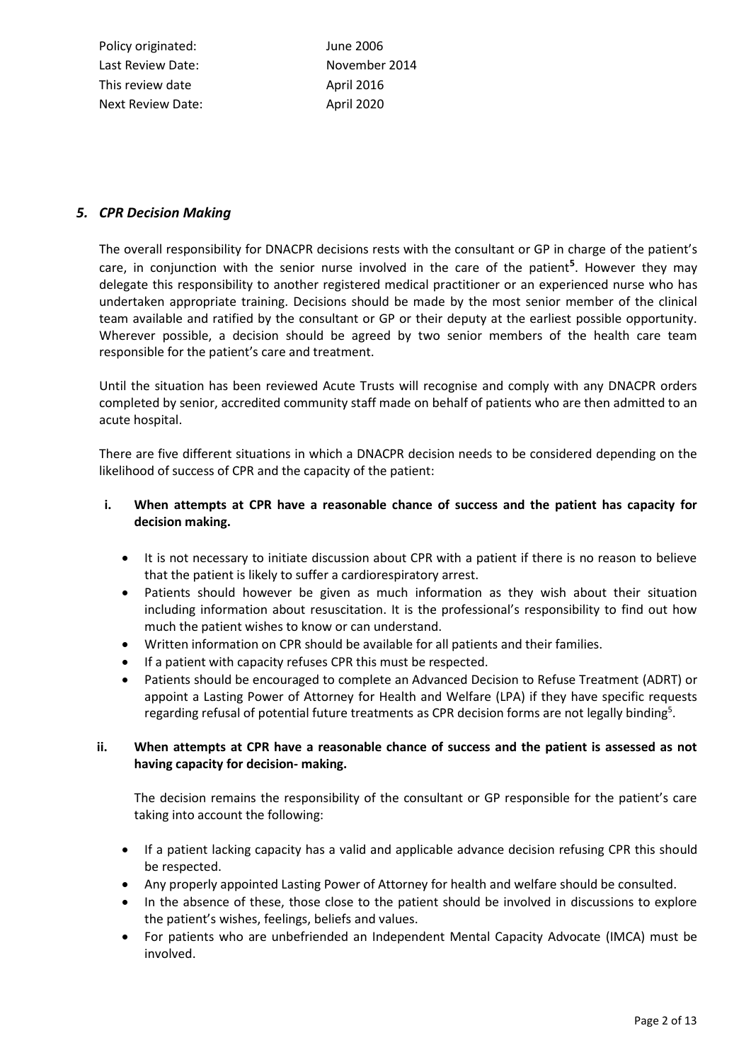Policy originated: June 2006
Last Review Date: November 2014
This review date April 2016
Next Review Date: April 2020

## *5. CPR Decision Making*

The overall responsibility for DNACPR decisions rests with the consultant or GP in charge of the patient's care, in conjunction with the senior nurse involved in the care of the patient[5]. However they may delegate this responsibility to another registered medical practitioner or an experienced nurse who has undertaken appropriate training. Decisions should be made by the most senior member of the clinical team available and ratified by the consultant or GP or their deputy at the earliest possible opportunity. Wherever possible, a decision should be agreed by two senior members of the health care team responsible for the patient's care and treatment.

Until the situation has been reviewed Acute Trusts will recognise and comply with any DNACPR orders completed by senior, accredited community staff made on behalf of patients who are then admitted to an acute hospital.

There are five different situations in which a DNACPR decision needs to be considered depending on the likelihood of success of CPR and the capacity of the patient:

**i. When attempts at CPR have a reasonable chance of success and the patient has capacity for decision making.**

- It is not necessary to initiate discussion about CPR with a patient if there is no reason to believe that the patient is likely to suffer a cardiorespiratory arrest.
- Patients should however be given as much information as they wish about their situation including information about resuscitation. It is the professional's responsibility to find out how much the patient wishes to know or can understand.
- Written information on CPR should be available for all patients and their families.
- If a patient with capacity refuses CPR this must be respected.
- Patients should be encouraged to complete an Advanced Decision to Refuse Treatment (ADRT) or appoint a Lasting Power of Attorney for Health and Welfare (LPA) if they have specific requests regarding refusal of potential future treatments as CPR decision forms are not legally binding[5].

**ii. When attempts at CPR have a reasonable chance of success and the patient is assessed as not having capacity for decision- making.**

The decision remains the responsibility of the consultant or GP responsible for the patient's care taking into account the following:

- If a patient lacking capacity has a valid and applicable advance decision refusing CPR this should be respected.
- Any properly appointed Lasting Power of Attorney for health and welfare should be consulted.
- In the absence of these, those close to the patient should be involved in discussions to explore the patient's wishes, feelings, beliefs and values.
- For patients who are unbefriended an Independent Mental Capacity Advocate (IMCA) must be involved.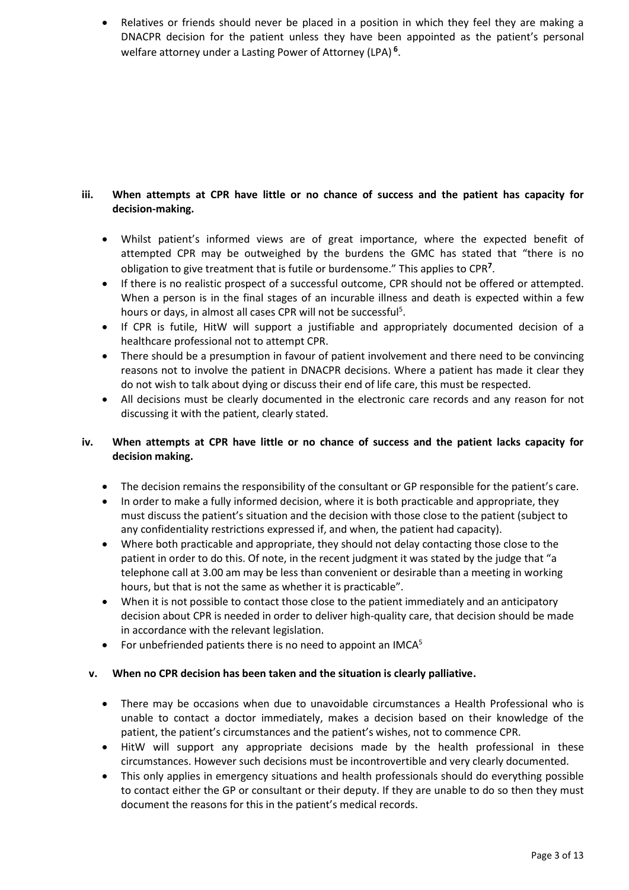- Relatives or friends should never be placed in a position in which they feel they are making a DNACPR decision for the patient unless they have been appointed as the patient's personal welfare attorney under a Lasting Power of Attorney (LPA)[6].

**iii. When attempts at CPR have little or no chance of success and the patient has capacity for decision-making.**

- Whilst patient's informed views are of great importance, where the expected benefit of attempted CPR may be outweighed by the burdens the GMC has stated that "there is no obligation to give treatment that is futile or burdensome." This applies to CPR[7].
- If there is no realistic prospect of a successful outcome, CPR should not be offered or attempted. When a person is in the final stages of an incurable illness and death is expected within a few hours or days, in almost all cases CPR will not be successful[5].
- If CPR is futile, HitW will support a justifiable and appropriately documented decision of a healthcare professional not to attempt CPR.
- There should be a presumption in favour of patient involvement and there need to be convincing reasons not to involve the patient in DNACPR decisions. Where a patient has made it clear they do not wish to talk about dying or discuss their end of life care, this must be respected.
- All decisions must be clearly documented in the electronic care records and any reason for not discussing it with the patient, clearly stated.

**iv. When attempts at CPR have little or no chance of success and the patient lacks capacity for decision making.**

- The decision remains the responsibility of the consultant or GP responsible for the patient's care.
- In order to make a fully informed decision, where it is both practicable and appropriate, they must discuss the patient's situation and the decision with those close to the patient (subject to any confidentiality restrictions expressed if, and when, the patient had capacity).
- Where both practicable and appropriate, they should not delay contacting those close to the patient in order to do this. Of note, in the recent judgment it was stated by the judge that "a telephone call at 3.00 am may be less than convenient or desirable than a meeting in working hours, but that is not the same as whether it is practicable".
- When it is not possible to contact those close to the patient immediately and an anticipatory decision about CPR is needed in order to deliver high-quality care, that decision should be made in accordance with the relevant legislation.
- For unbefriended patients there is no need to appoint an IMCA[5]

**v. When no CPR decision has been taken and the situation is clearly palliative.**

- There may be occasions when due to unavoidable circumstances a Health Professional who is unable to contact a doctor immediately, makes a decision based on their knowledge of the patient, the patient's circumstances and the patient's wishes, not to commence CPR.
- HitW will support any appropriate decisions made by the health professional in these circumstances. However such decisions must be incontrovertible and very clearly documented.
- This only applies in emergency situations and health professionals should do everything possible to contact either the GP or consultant or their deputy. If they are unable to do so then they must document the reasons for this in the patient's medical records.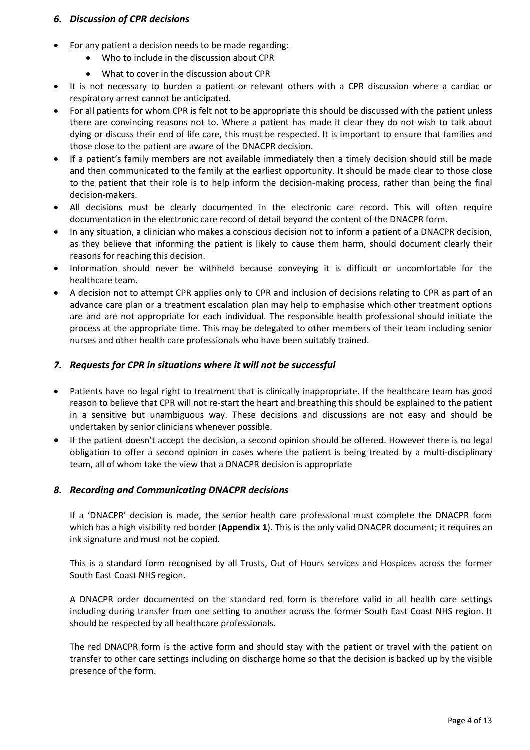### *6. Discussion of CPR decisions*

- For any patient a decision needs to be made regarding:
  - Who to include in the discussion about CPR
  - What to cover in the discussion about CPR
- It is not necessary to burden a patient or relevant others with a CPR discussion where a cardiac or respiratory arrest cannot be anticipated.
- For all patients for whom CPR is felt not to be appropriate this should be discussed with the patient unless there are convincing reasons not to. Where a patient has made it clear they do not wish to talk about dying or discuss their end of life care, this must be respected. It is important to ensure that families and those close to the patient are aware of the DNACPR decision.
- If a patient's family members are not available immediately then a timely decision should still be made and then communicated to the family at the earliest opportunity. It should be made clear to those close to the patient that their role is to help inform the decision-making process, rather than being the final decision-makers.
- All decisions must be clearly documented in the electronic care record. This will often require documentation in the electronic care record of detail beyond the content of the DNACPR form.
- In any situation, a clinician who makes a conscious decision not to inform a patient of a DNACPR decision, as they believe that informing the patient is likely to cause them harm, should document clearly their reasons for reaching this decision.
- Information should never be withheld because conveying it is difficult or uncomfortable for the healthcare team.
- A decision not to attempt CPR applies only to CPR and inclusion of decisions relating to CPR as part of an advance care plan or a treatment escalation plan may help to emphasise which other treatment options are and are not appropriate for each individual. The responsible health professional should initiate the process at the appropriate time. This may be delegated to other members of their team including senior nurses and other health care professionals who have been suitably trained.

### *7. Requests for CPR in situations where it will not be successful*

- Patients have no legal right to treatment that is clinically inappropriate. If the healthcare team has good reason to believe that CPR will not re-start the heart and breathing this should be explained to the patient in a sensitive but unambiguous way. These decisions and discussions are not easy and should be undertaken by senior clinicians whenever possible.
- If the patient doesn't accept the decision, a second opinion should be offered. However there is no legal obligation to offer a second opinion in cases where the patient is being treated by a multi-disciplinary team, all of whom take the view that a DNACPR decision is appropriate

### *8. Recording and Communicating DNACPR decisions*

If a 'DNACPR' decision is made, the senior health care professional must complete the DNACPR form which has a high visibility red border (**Appendix 1**). This is the only valid DNACPR document; it requires an ink signature and must not be copied.

This is a standard form recognised by all Trusts, Out of Hours services and Hospices across the former South East Coast NHS region.

A DNACPR order documented on the standard red form is therefore valid in all health care settings including during transfer from one setting to another across the former South East Coast NHS region. It should be respected by all healthcare professionals.

The red DNACPR form is the active form and should stay with the patient or travel with the patient on transfer to other care settings including on discharge home so that the decision is backed up by the visible presence of the form.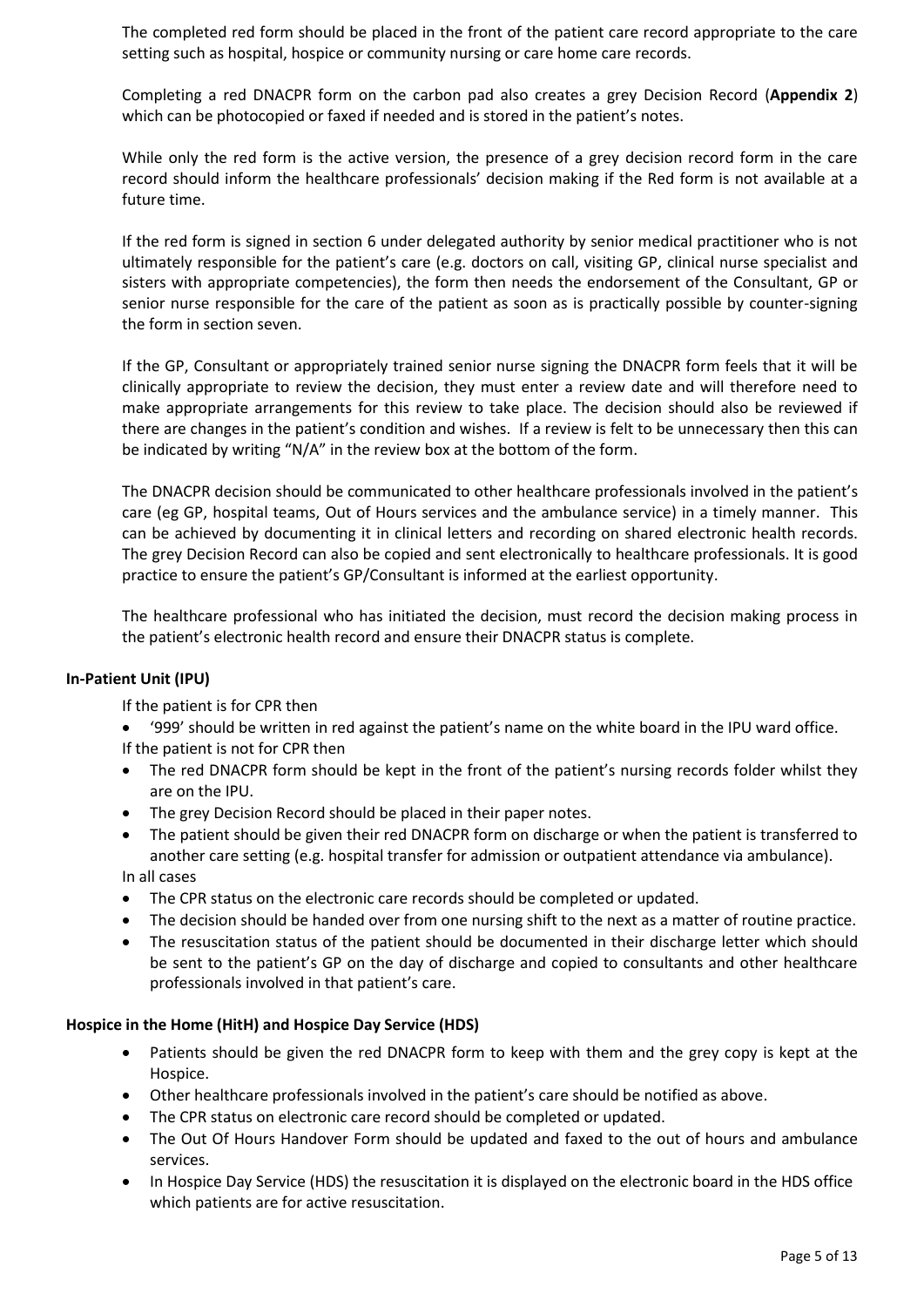The completed red form should be placed in the front of the patient care record appropriate to the care setting such as hospital, hospice or community nursing or care home care records.

Completing a red DNACPR form on the carbon pad also creates a grey Decision Record (**Appendix 2**) which can be photocopied or faxed if needed and is stored in the patient's notes.

While only the red form is the active version, the presence of a grey decision record form in the care record should inform the healthcare professionals' decision making if the Red form is not available at a future time.

If the red form is signed in section 6 under delegated authority by senior medical practitioner who is not ultimately responsible for the patient's care (e.g. doctors on call, visiting GP, clinical nurse specialist and sisters with appropriate competencies), the form then needs the endorsement of the Consultant, GP or senior nurse responsible for the care of the patient as soon as is practically possible by counter-signing the form in section seven.

If the GP, Consultant or appropriately trained senior nurse signing the DNACPR form feels that it will be clinically appropriate to review the decision, they must enter a review date and will therefore need to make appropriate arrangements for this review to take place. The decision should also be reviewed if there are changes in the patient's condition and wishes. If a review is felt to be unnecessary then this can be indicated by writing "N/A" in the review box at the bottom of the form.

The DNACPR decision should be communicated to other healthcare professionals involved in the patient's care (eg GP, hospital teams, Out of Hours services and the ambulance service) in a timely manner. This can be achieved by documenting it in clinical letters and recording on shared electronic health records. The grey Decision Record can also be copied and sent electronically to healthcare professionals. It is good practice to ensure the patient's GP/Consultant is informed at the earliest opportunity.

The healthcare professional who has initiated the decision, must record the decision making process in the patient's electronic health record and ensure their DNACPR status is complete.

**In-Patient Unit (IPU)**

If the patient is for CPR then

- '999' should be written in red against the patient's name on the white board in the IPU ward office.

If the patient is not for CPR then

- The red DNACPR form should be kept in the front of the patient's nursing records folder whilst they are on the IPU.
- The grey Decision Record should be placed in their paper notes.
- The patient should be given their red DNACPR form on discharge or when the patient is transferred to another care setting (e.g. hospital transfer for admission or outpatient attendance via ambulance).

In all cases

- The CPR status on the electronic care records should be completed or updated.
- The decision should be handed over from one nursing shift to the next as a matter of routine practice.
- The resuscitation status of the patient should be documented in their discharge letter which should be sent to the patient's GP on the day of discharge and copied to consultants and other healthcare professionals involved in that patient's care.

**Hospice in the Home (HitH) and Hospice Day Service (HDS)**

- Patients should be given the red DNACPR form to keep with them and the grey copy is kept at the Hospice.
- Other healthcare professionals involved in the patient's care should be notified as above.
- The CPR status on electronic care record should be completed or updated.
- The Out Of Hours Handover Form should be updated and faxed to the out of hours and ambulance services.
- In Hospice Day Service (HDS) the resuscitation it is displayed on the electronic board in the HDS office which patients are for active resuscitation.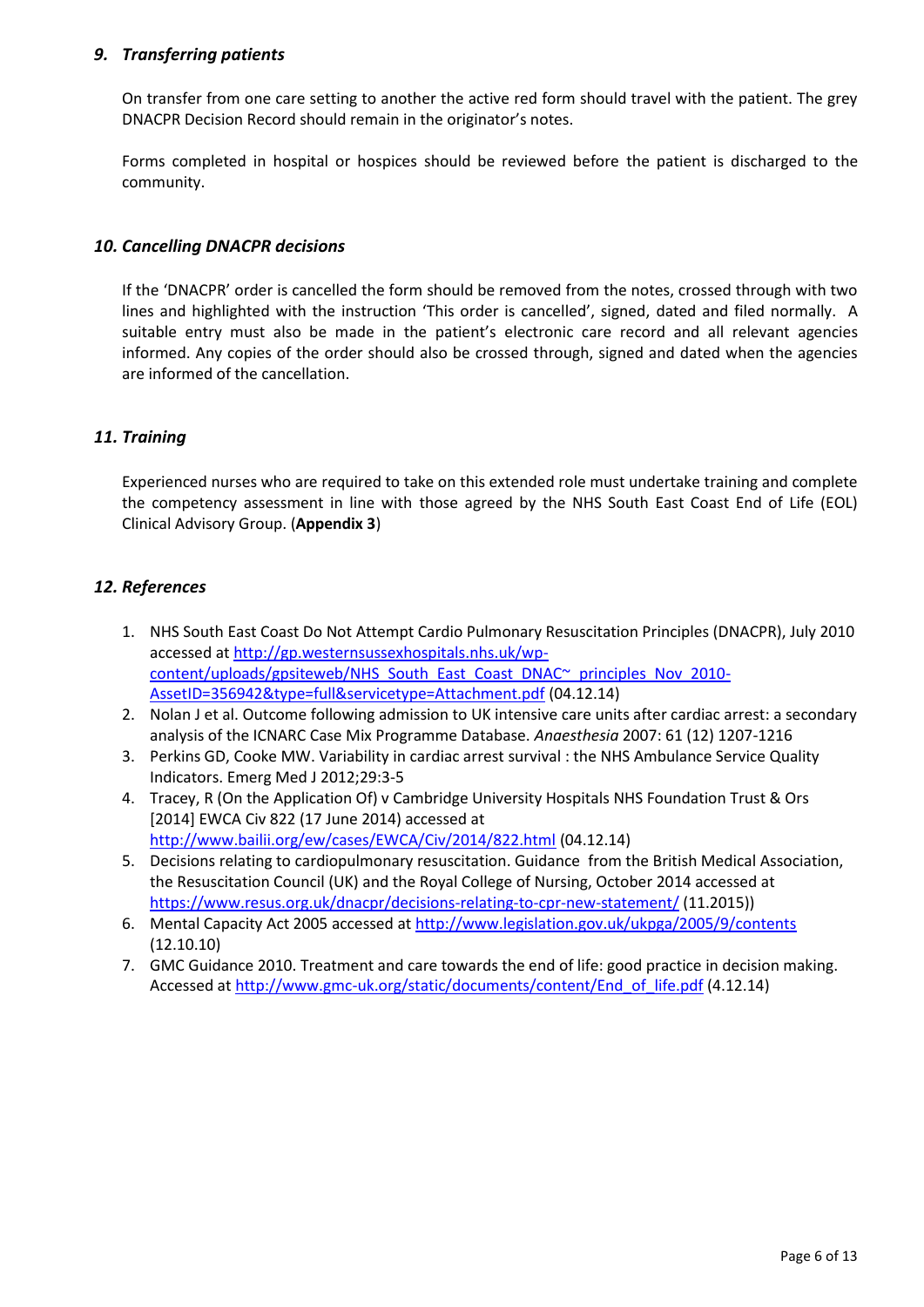### *9. Transferring patients*

On transfer from one care setting to another the active red form should travel with the patient. The grey DNACPR Decision Record should remain in the originator's notes.

Forms completed in hospital or hospices should be reviewed before the patient is discharged to the community.

### *10. Cancelling DNACPR decisions*

If the 'DNACPR' order is cancelled the form should be removed from the notes, crossed through with two lines and highlighted with the instruction 'This order is cancelled', signed, dated and filed normally. A suitable entry must also be made in the patient's electronic care record and all relevant agencies informed. Any copies of the order should also be crossed through, signed and dated when the agencies are informed of the cancellation.

### *11. Training*

Experienced nurses who are required to take on this extended role must undertake training and complete the competency assessment in line with those agreed by the NHS South East Coast End of Life (EOL) Clinical Advisory Group. (**Appendix 3**)

### *12. References*

1. NHS South East Coast Do Not Attempt Cardio Pulmonary Resuscitation Principles (DNACPR), July 2010 accessed at http://gp.westernsussexhospitals.nhs.uk/wp-content/uploads/gpsiteweb/NHS_South_East_Coast_DNAC~_principles_Nov_2010-AssetID=356942&type=full&servicetype=Attachment.pdf (04.12.14)
2. Nolan J et al. Outcome following admission to UK intensive care units after cardiac arrest: a secondary analysis of the ICNARC Case Mix Programme Database. *Anaesthesia* 2007: 61 (12) 1207-1216
3. Perkins GD, Cooke MW. Variability in cardiac arrest survival : the NHS Ambulance Service Quality Indicators. Emerg Med J 2012;29:3-5
4. Tracey, R (On the Application Of) v Cambridge University Hospitals NHS Foundation Trust & Ors [2014] EWCA Civ 822 (17 June 2014) accessed at http://www.bailii.org/ew/cases/EWCA/Civ/2014/822.html (04.12.14)
5. Decisions relating to cardiopulmonary resuscitation. Guidance from the British Medical Association, the Resuscitation Council (UK) and the Royal College of Nursing, October 2014 accessed at https://www.resus.org.uk/dnacpr/decisions-relating-to-cpr-new-statement/ (11.2015))
6. Mental Capacity Act 2005 accessed at http://www.legislation.gov.uk/ukpga/2005/9/contents (12.10.10)
7. GMC Guidance 2010. Treatment and care towards the end of life: good practice in decision making. Accessed at http://www.gmc-uk.org/static/documents/content/End_of_life.pdf (4.12.14)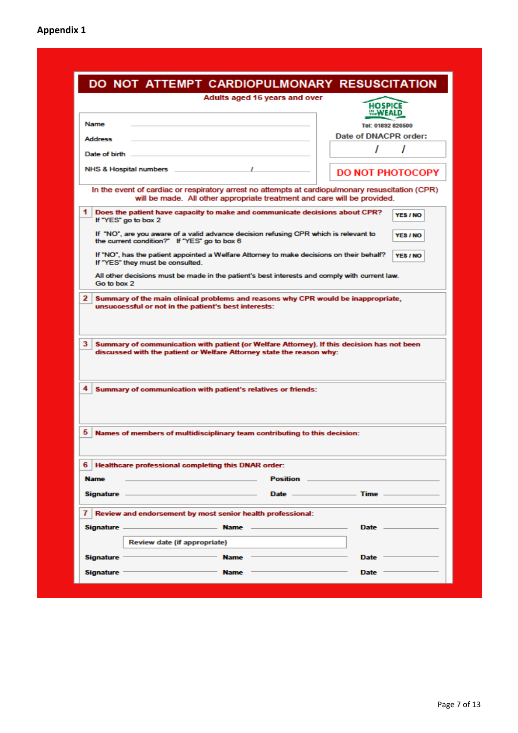**Appendix 1**

# DO NOT ATTEMPT CARDIOPULMONARY RESUSCITATION

Adults aged 16 years and over

HOSPICE IN THE WEALD

Tel: 01892 820500

Name ______________________

Address ______________________

Date of birth ______________________

NHS & Hospital numbers __________ / __________

Date of DNACPR order: / /

**DO NOT PHOTOCOPY**

In the event of cardiac or respiratory arrest no attempts at cardiopulmonary resuscitation (CPR) will be made. All other appropriate treatment and care will be provided.

**1** **Does the patient have capacity to make and communicate decisions about CPR?** **YES / NO**
If "YES" go to box 2

If "NO", are you aware of a valid advance decision refusing CPR which is relevant to the current condition?" If "YES" go to box 6 **YES / NO**

If "NO", has the patient appointed a Welfare Attorney to make decisions on their behalf? If "YES" they must be consulted. **YES / NO**

All other decisions must be made in the patient's best interests and comply with current law.
Go to box 2

**2** **Summary of the main clinical problems and reasons why CPR would be inappropriate, unsuccessful or not in the patient's best interests:**

**3** **Summary of communication with patient (or Welfare Attorney). If this decision has not been discussed with the patient or Welfare Attorney state the reason why:**

**4** **Summary of communication with patient's relatives or friends:**

**5** **Names of members of multidisciplinary team contributing to this decision:**

**6** **Healthcare professional completing this DNAR order:**

**Name** ______________ **Position** ______________

**Signature** ______________ **Date** ______________ **Time** ______________

**7** **Review and endorsement by most senior health professional:**

**Signature** ______________ **Name** ______________ **Date** ______________

Review date (if appropriate)

**Signature** ______________ **Name** ______________ **Date** ______________

**Signature** ______________ **Name** ______________ **Date** ______________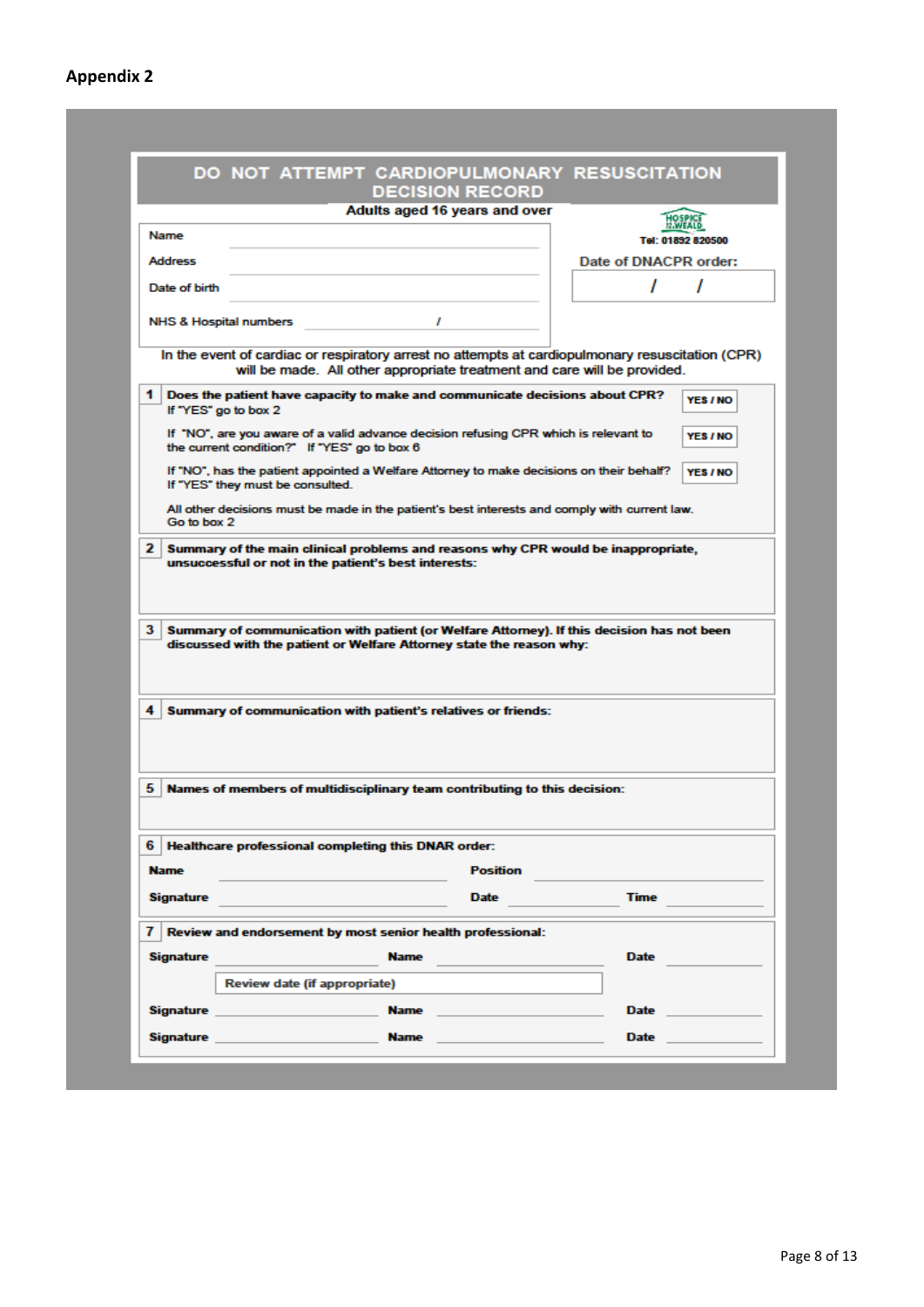## Appendix 2

# DO NOT ATTEMPT CARDIOPULMONARY RESUSCITATION DECISION RECORD

**Adults aged 16 years and over**

HOSPICE IN THE WEALD

**Tel: 01892 820500**

| | |
|---|---|
| Name | |
| Address | |
| Date of birth | |
| NHS & Hospital numbers | / |

**Date of DNACPR order:** / /

In the event of cardiac or respiratory arrest no attempts at cardiopulmonary resuscitation (CPR) will be made. All other appropriate treatment and care will be provided.

**1** **Does the patient have capacity to make and communicate decisions about CPR?** **YES / NO**
If "YES" go to box 2

If "NO", are you aware of a valid advance decision refusing CPR which is relevant to the current condition?" If "YES" go to box 6 **YES / NO**

If "NO", has the patient appointed a Welfare Attorney to make decisions on their behalf? If "YES" they must be consulted. **YES / NO**

All other decisions must be made in the patient's best interests and comply with current law. Go to box 2

**2** **Summary of the main clinical problems and reasons why CPR would be inappropriate, unsuccessful or not in the patient's best interests:**

**3** **Summary of communication with patient (or Welfare Attorney). If this decision has not been discussed with the patient or Welfare Attorney state the reason why:**

**4** **Summary of communication with patient's relatives or friends:**

**5** **Names of members of multidisciplinary team contributing to this decision:**

**6** **Healthcare professional completing this DNAR order:**

**Name** ____________ **Position** ____________

**Signature** ____________ **Date** ____________ **Time** ____________

**7** **Review and endorsement by most senior health professional:**

**Signature** ____________ **Name** ____________ **Date** ____________

Review date (if appropriate)

**Signature** ____________ **Name** ____________ **Date** ____________

**Signature** ____________ **Name** ____________ **Date** ____________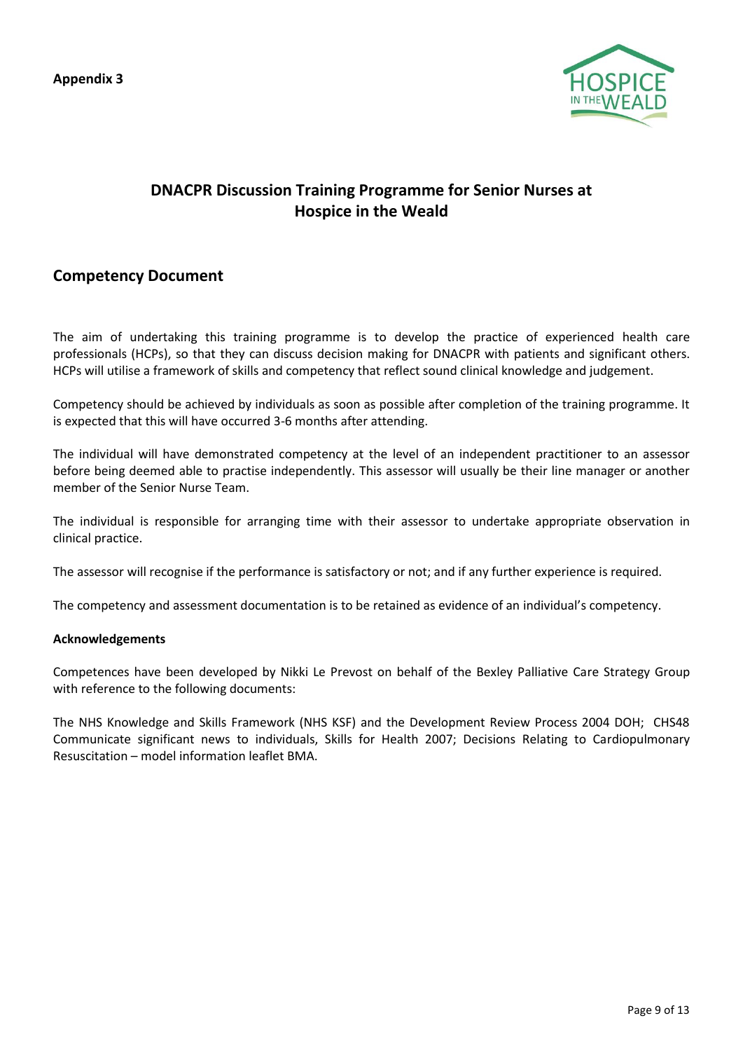**Appendix 3**

# DNACPR Discussion Training Programme for Senior Nurses at Hospice in the Weald

## Competency Document

The aim of undertaking this training programme is to develop the practice of experienced health care professionals (HCPs), so that they can discuss decision making for DNACPR with patients and significant others. HCPs will utilise a framework of skills and competency that reflect sound clinical knowledge and judgement.

Competency should be achieved by individuals as soon as possible after completion of the training programme. It is expected that this will have occurred 3-6 months after attending.

The individual will have demonstrated competency at the level of an independent practitioner to an assessor before being deemed able to practise independently. This assessor will usually be their line manager or another member of the Senior Nurse Team.

The individual is responsible for arranging time with their assessor to undertake appropriate observation in clinical practice.

The assessor will recognise if the performance is satisfactory or not; and if any further experience is required.

The competency and assessment documentation is to be retained as evidence of an individual's competency.

**Acknowledgements**

Competences have been developed by Nikki Le Prevost on behalf of the Bexley Palliative Care Strategy Group with reference to the following documents:

The NHS Knowledge and Skills Framework (NHS KSF) and the Development Review Process 2004 DOH; CHS48 Communicate significant news to individuals, Skills for Health 2007; Decisions Relating to Cardiopulmonary Resuscitation – model information leaflet BMA.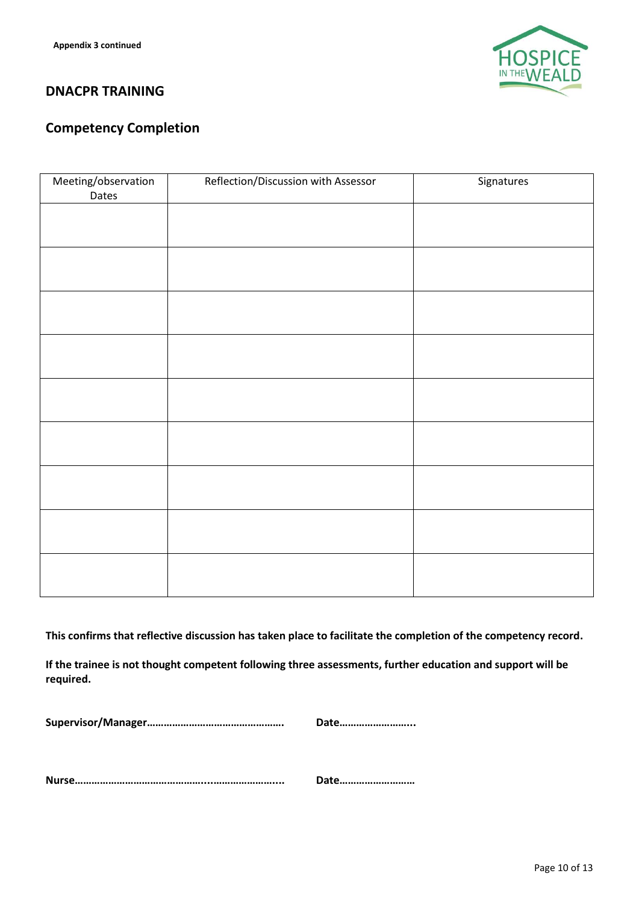**Appendix 3 continued**

## DNACPR TRAINING

## Competency Completion

| Meeting/observation Dates | Reflection/Discussion with Assessor | Signatures |
|---|---|---|
| | | |
| | | |
| | | |
| | | |
| | | |
| | | |
| | | |
| | | |
| | | |

**This confirms that reflective discussion has taken place to facilitate the completion of the competency record.**

**If the trainee is not thought competent following three assessments, further education and support will be required.**

**Supervisor/Manager…………………………………………. Date……………………..**

**Nurse………………………………………..…………………….. Date………………………**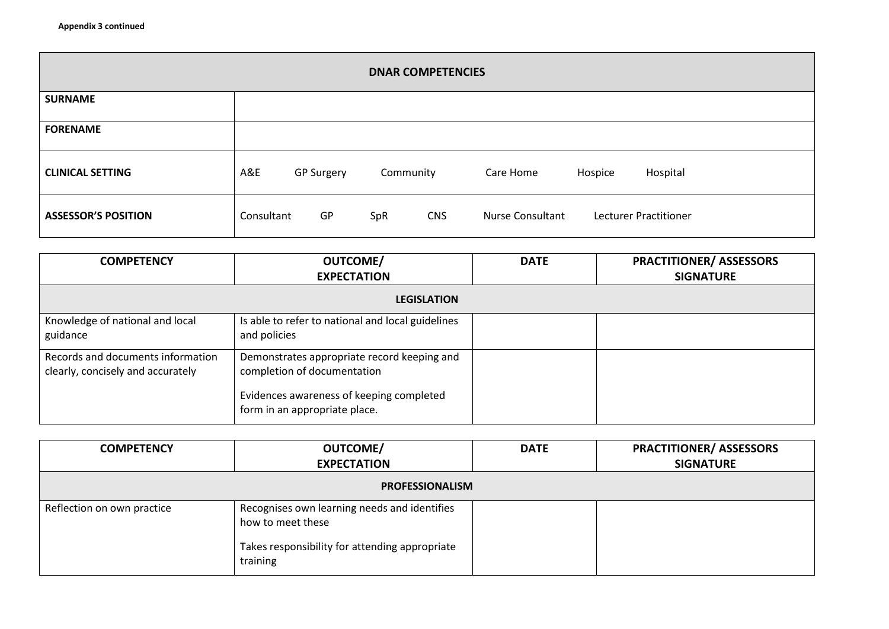**Appendix 3 continued**

| DNAR COMPETENCIES | |
|---|---|
| **SURNAME** | |
| **FORENAME** | |
| **CLINICAL SETTING** | A&E GP Surgery Community Care Home Hospice Hospital |
| **ASSESSOR'S POSITION** | Consultant GP SpR CNS Nurse Consultant Lecturer Practitioner |

| COMPETENCY | OUTCOME/ EXPECTATION | DATE | PRACTITIONER/ ASSESSORS SIGNATURE |
|---|---|---|---|
| **LEGISLATION** | | | |
| Knowledge of national and local guidance | Is able to refer to national and local guidelines and policies | | |
| Records and documents information clearly, concisely and accurately | Demonstrates appropriate record keeping and completion of documentation<br><br>Evidences awareness of keeping completed form in an appropriate place. | | |

| COMPETENCY | OUTCOME/ EXPECTATION | DATE | PRACTITIONER/ ASSESSORS SIGNATURE |
|---|---|---|---|
| **PROFESSIONALISM** | | | |
| Reflection on own practice | Recognises own learning needs and identifies how to meet these<br><br>Takes responsibility for attending appropriate training | | |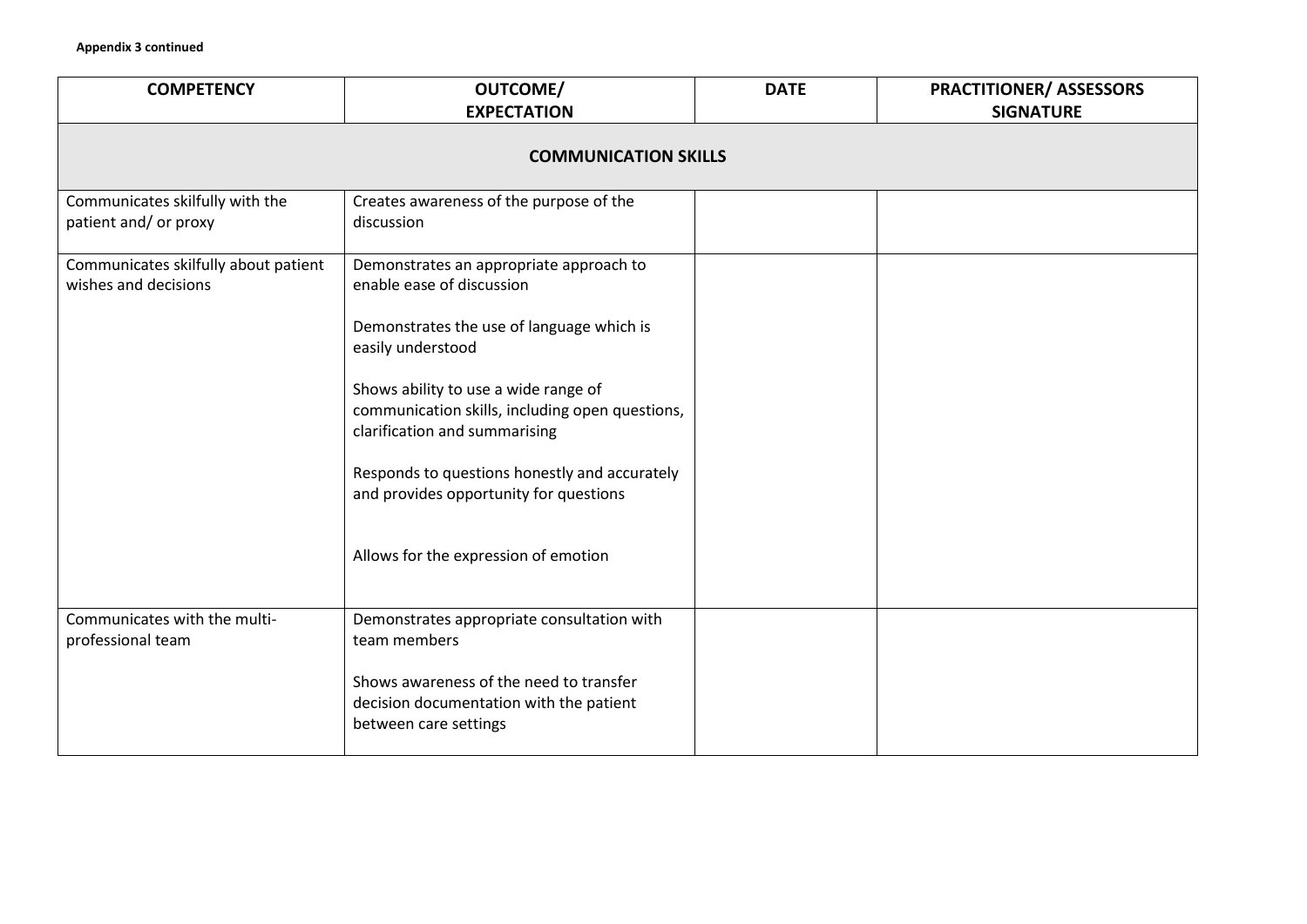**Appendix 3 continued**

| COMPETENCY | OUTCOME/ EXPECTATION | DATE | PRACTITIONER/ ASSESSORS SIGNATURE |
|---|---|---|---|
| **COMMUNICATION SKILLS** | | | |
| Communicates skilfully with the patient and/ or proxy | Creates awareness of the purpose of the discussion | | |
| Communicates skilfully about patient wishes and decisions | Demonstrates an appropriate approach to enable ease of discussion<br><br>Demonstrates the use of language which is easily understood<br><br>Shows ability to use a wide range of communication skills, including open questions, clarification and summarising<br><br>Responds to questions honestly and accurately and provides opportunity for questions<br><br>Allows for the expression of emotion | | |
| Communicates with the multi-professional team | Demonstrates appropriate consultation with team members<br><br>Shows awareness of the need to transfer decision documentation with the patient between care settings | | |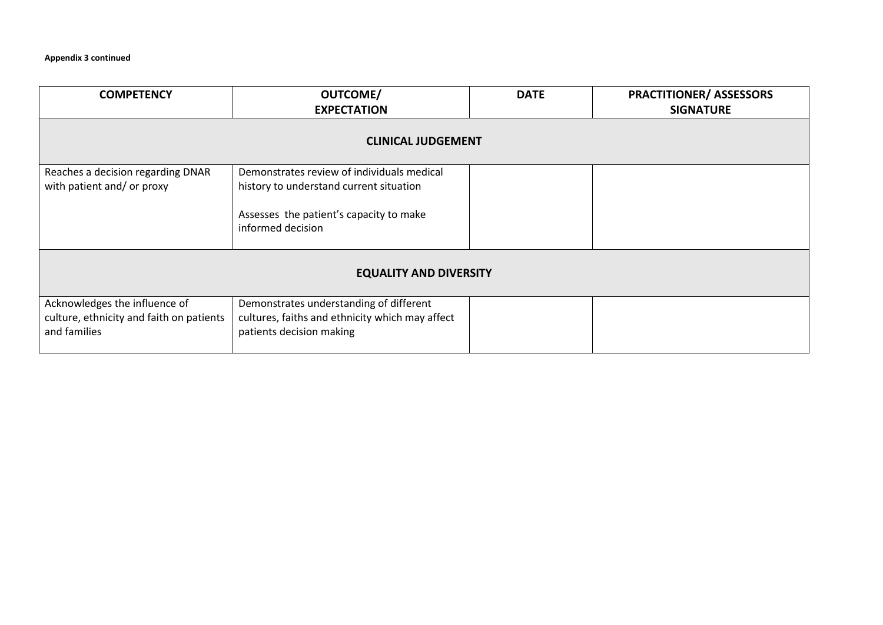**Appendix 3 continued**

| COMPETENCY | OUTCOME/ EXPECTATION | DATE | PRACTITIONER/ ASSESSORS SIGNATURE |
|---|---|---|---|
| **CLINICAL JUDGEMENT** | | | |
| Reaches a decision regarding DNAR with patient and/ or proxy | Demonstrates review of individuals medical history to understand current situation<br><br>Assesses the patient's capacity to make informed decision | | |
| **EQUALITY AND DIVERSITY** | | | |
| Acknowledges the influence of culture, ethnicity and faith on patients and families | Demonstrates understanding of different cultures, faiths and ethnicity which may affect patients decision making | | |